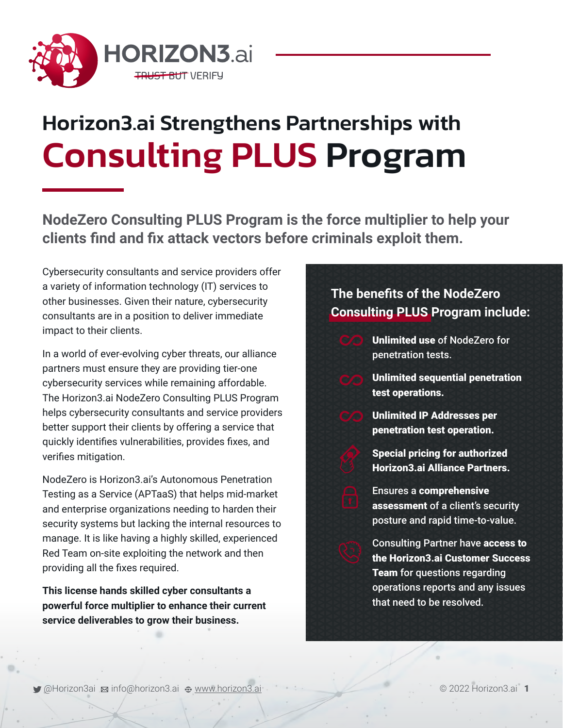HORIZON3.ai

~~TRUST BUT~~ VERIFY

# Horizon3.ai Strengthens Partnerships with Consulting PLUS Program

## NodeZero Consulting PLUS Program is the force multiplier to help your clients find and fix attack vectors before criminals exploit them.

Cybersecurity consultants and service providers offer a variety of information technology (IT) services to other businesses. Given their nature, cybersecurity consultants are in a position to deliver immediate impact to their clients.

In a world of ever-evolving cyber threats, our alliance partners must ensure they are providing tier-one cybersecurity services while remaining affordable. The Horizon3.ai NodeZero Consulting PLUS Program helps cybersecurity consultants and service providers better support their clients by offering a service that quickly identifies vulnerabilities, provides fixes, and verifies mitigation.

NodeZero is Horizon3.ai's Autonomous Penetration Testing as a Service (APTaaS) that helps mid-market and enterprise organizations needing to harden their security systems but lacking the internal resources to manage. It is like having a highly skilled, experienced Red Team on-site exploiting the network and then providing all the fixes required.

**This license hands skilled cyber consultants a powerful force multiplier to enhance their current service deliverables to grow their business.**

### The benefits of the NodeZero Consulting PLUS Program include:

- **Unlimited use** of NodeZero for penetration tests.
- **Unlimited sequential penetration test operations.**
- **Unlimited IP Addresses per penetration test operation.**
- **Special pricing for authorized Horizon3.ai Alliance Partners.**
- Ensures a **comprehensive assessment** of a client's security posture and rapid time-to-value.
- Consulting Partner have **access to the Horizon3.ai Customer Success Team** for questions regarding operations reports and any issues that need to be resolved.

@Horizon3ai info@horizon3.ai www.horizon3.ai © 2022 Horizon3.ai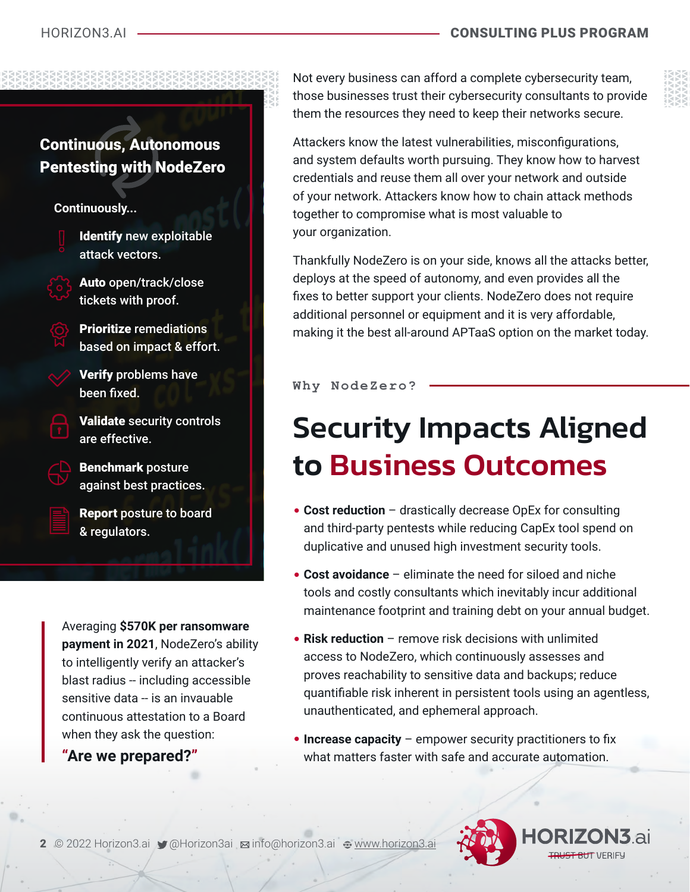## Continuous, Autonomous Pentesting with NodeZero

**Continuously...**

- **Identify** new exploitable attack vectors.
- **Auto** open/track/close tickets with proof.
- **Prioritize** remediations based on impact & effort.
- **Verify** problems have been fixed.
- **Validate** security controls are effective.
- **Benchmark** posture against best practices.
- **Report** posture to board & regulators.

Averaging **$570K per ransomware payment in 2021**, NodeZero's ability to intelligently verify an attacker's blast radius -- including accessible sensitive data -- is an invauable continuous attestation to a Board when they ask the question:

**"Are we prepared?"**

Not every business can afford a complete cybersecurity team, those businesses trust their cybersecurity consultants to provide them the resources they need to keep their networks secure.

Attackers know the latest vulnerabilities, misconfigurations, and system defaults worth pursuing. They know how to harvest credentials and reuse them all over your network and outside of your network. Attackers know how to chain attack methods together to compromise what is most valuable to your organization.

Thankfully NodeZero is on your side, knows all the attacks better, deploys at the speed of autonomy, and even provides all the fixes to better support your clients. NodeZero does not require additional personnel or equipment and it is very affordable, making it the best all-around APTaaS option on the market today.

Why NodeZero?

# Security Impacts Aligned to Business Outcomes

- **Cost reduction** – drastically decrease OpEx for consulting and third-party pentests while reducing CapEx tool spend on duplicative and unused high investment security tools.
- **Cost avoidance** – eliminate the need for siloed and niche tools and costly consultants which inevitably incur additional maintenance footprint and training debt on your annual budget.
- **Risk reduction** – remove risk decisions with unlimited access to NodeZero, which continuously assesses and proves reachability to sensitive data and backups; reduce quantifiable risk inherent in persistent tools using an agentless, unauthenticated, and ephemeral approach.
- **Increase capacity** – empower security practitioners to fix what matters faster with safe and accurate automation.

© 2022 Horizon3.ai @Horizon3ai info@horizon3.ai www.horizon3.ai

HORIZON3.ai ~~TRUST BUT~~ VERIFY